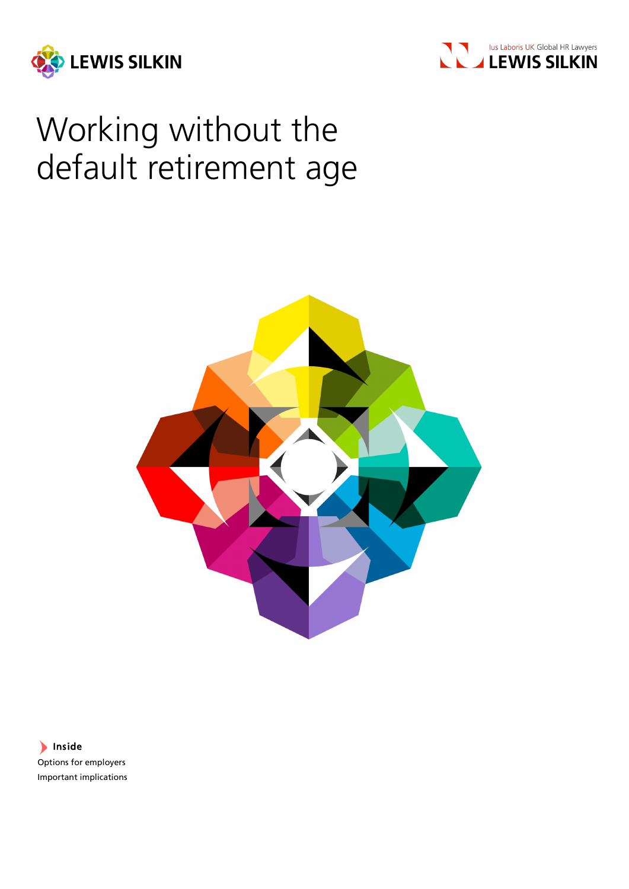LEWIS SILKIN

Ius Laboris UK Global HR Lawyers
LEWIS SILKIN

# Working without the default retirement age

**Inside**

Options for employers

Important implications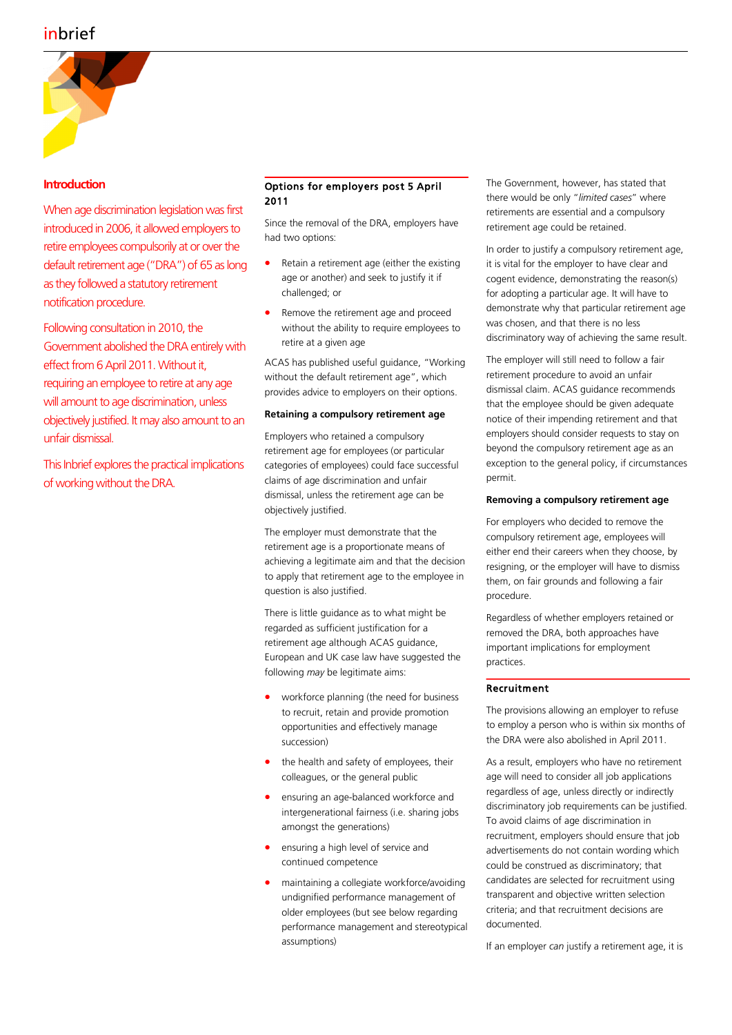## Introduction

When age discrimination legislation was first introduced in 2006, it allowed employers to retire employees compulsorily at or over the default retirement age ("DRA") of 65 as long as they followed a statutory retirement notification procedure.

Following consultation in 2010, the Government abolished the DRA entirely with effect from 6 April 2011. Without it, requiring an employee to retire at any age will amount to age discrimination, unless objectively justified. It may also amount to an unfair dismissal.

This Inbrief explores the practical implications of working without the DRA.

## Options for employers post 5 April 2011

Since the removal of the DRA, employers have had two options:

- Retain a retirement age (either the existing age or another) and seek to justify it if challenged; or
- Remove the retirement age and proceed without the ability to require employees to retire at a given age

ACAS has published useful guidance, "Working without the default retirement age", which provides advice to employers on their options.

### Retaining a compulsory retirement age

Employers who retained a compulsory retirement age for employees (or particular categories of employees) could face successful claims of age discrimination and unfair dismissal, unless the retirement age can be objectively justified.

The employer must demonstrate that the retirement age is a proportionate means of achieving a legitimate aim and that the decision to apply that retirement age to the employee in question is also justified.

There is little guidance as to what might be regarded as sufficient justification for a retirement age although ACAS guidance, European and UK case law have suggested the following *may* be legitimate aims:

- workforce planning (the need for business to recruit, retain and provide promotion opportunities and effectively manage succession)
- the health and safety of employees, their colleagues, or the general public
- ensuring an age-balanced workforce and intergenerational fairness (i.e. sharing jobs amongst the generations)
- ensuring a high level of service and continued competence
- maintaining a collegiate workforce/avoiding undignified performance management of older employees (but see below regarding performance management and stereotypical assumptions)

The Government, however, has stated that there would be only "*limited cases*" where retirements are essential and a compulsory retirement age could be retained.

In order to justify a compulsory retirement age, it is vital for the employer to have clear and cogent evidence, demonstrating the reason(s) for adopting a particular age. It will have to demonstrate why that particular retirement age was chosen, and that there is no less discriminatory way of achieving the same result.

The employer will still need to follow a fair retirement procedure to avoid an unfair dismissal claim. ACAS guidance recommends that the employee should be given adequate notice of their impending retirement and that employers should consider requests to stay on beyond the compulsory retirement age as an exception to the general policy, if circumstances permit.

### Removing a compulsory retirement age

For employers who decided to remove the compulsory retirement age, employees will either end their careers when they choose, by resigning, or the employer will have to dismiss them, on fair grounds and following a fair procedure.

Regardless of whether employers retained or removed the DRA, both approaches have important implications for employment practices.

## Recruitment

The provisions allowing an employer to refuse to employ a person who is within six months of the DRA were also abolished in April 2011.

As a result, employers who have no retirement age will need to consider all job applications regardless of age, unless directly or indirectly discriminatory job requirements can be justified. To avoid claims of age discrimination in recruitment, employers should ensure that job advertisements do not contain wording which could be construed as discriminatory; that candidates are selected for recruitment using transparent and objective written selection criteria; and that recruitment decisions are documented.

If an employer *can* justify a retirement age, it is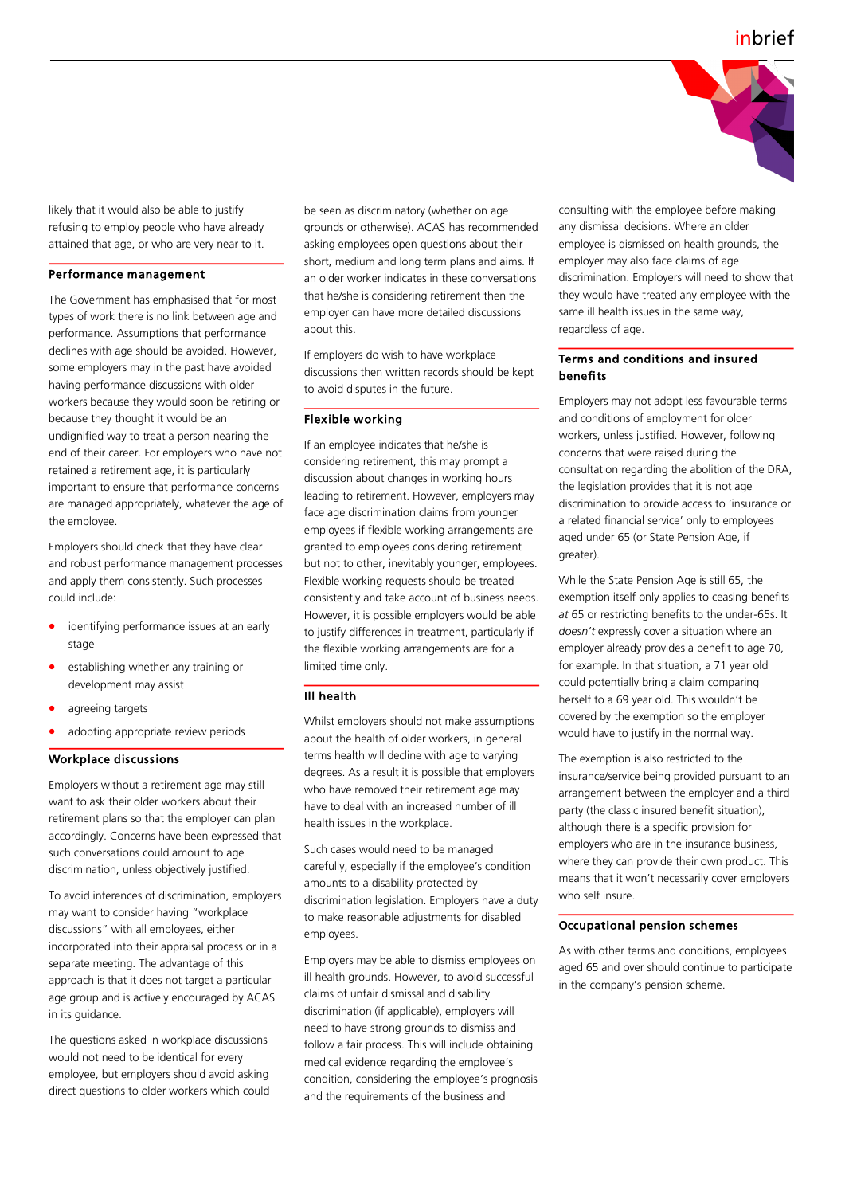likely that it would also be able to justify refusing to employ people who have already attained that age, or who are very near to it.

## Performance management

The Government has emphasised that for most types of work there is no link between age and performance. Assumptions that performance declines with age should be avoided. However, some employers may in the past have avoided having performance discussions with older workers because they would soon be retiring or because they thought it would be an undignified way to treat a person nearing the end of their career. For employers who have not retained a retirement age, it is particularly important to ensure that performance concerns are managed appropriately, whatever the age of the employee.

Employers should check that they have clear and robust performance management processes and apply them consistently. Such processes could include:

- identifying performance issues at an early stage
- establishing whether any training or development may assist
- agreeing targets
- adopting appropriate review periods

## Workplace discussions

Employers without a retirement age may still want to ask their older workers about their retirement plans so that the employer can plan accordingly. Concerns have been expressed that such conversations could amount to age discrimination, unless objectively justified.

To avoid inferences of discrimination, employers may want to consider having "workplace discussions" with all employees, either incorporated into their appraisal process or in a separate meeting. The advantage of this approach is that it does not target a particular age group and is actively encouraged by ACAS in its guidance.

The questions asked in workplace discussions would not need to be identical for every employee, but employers should avoid asking direct questions to older workers which could be seen as discriminatory (whether on age grounds or otherwise). ACAS has recommended asking employees open questions about their short, medium and long term plans and aims. If an older worker indicates in these conversations that he/she is considering retirement then the employer can have more detailed discussions about this.

If employers do wish to have workplace discussions then written records should be kept to avoid disputes in the future.

## Flexible working

If an employee indicates that he/she is considering retirement, this may prompt a discussion about changes in working hours leading to retirement. However, employers may face age discrimination claims from younger employees if flexible working arrangements are granted to employees considering retirement but not to other, inevitably younger, employees. Flexible working requests should be treated consistently and take account of business needs. However, it is possible employers would be able to justify differences in treatment, particularly if the flexible working arrangements are for a limited time only.

## Ill health

Whilst employers should not make assumptions about the health of older workers, in general terms health will decline with age to varying degrees. As a result it is possible that employers who have removed their retirement age may have to deal with an increased number of ill health issues in the workplace.

Such cases would need to be managed carefully, especially if the employee's condition amounts to a disability protected by discrimination legislation. Employers have a duty to make reasonable adjustments for disabled employees.

Employers may be able to dismiss employees on ill health grounds. However, to avoid successful claims of unfair dismissal and disability discrimination (if applicable), employers will need to have strong grounds to dismiss and follow a fair process. This will include obtaining medical evidence regarding the employee's condition, considering the employee's prognosis and the requirements of the business and consulting with the employee before making any dismissal decisions. Where an older employee is dismissed on health grounds, the employer may also face claims of age discrimination. Employers will need to show that they would have treated any employee with the same ill health issues in the same way, regardless of age.

## Terms and conditions and insured benefits

Employers may not adopt less favourable terms and conditions of employment for older workers, unless justified. However, following concerns that were raised during the consultation regarding the abolition of the DRA, the legislation provides that it is not age discrimination to provide access to 'insurance or a related financial service' only to employees aged under 65 (or State Pension Age, if greater).

While the State Pension Age is still 65, the exemption itself only applies to ceasing benefits *at* 65 or restricting benefits to the under-65s. It *doesn't* expressly cover a situation where an employer already provides a benefit to age 70, for example. In that situation, a 71 year old could potentially bring a claim comparing herself to a 69 year old. This wouldn't be covered by the exemption so the employer would have to justify in the normal way.

The exemption is also restricted to the insurance/service being provided pursuant to an arrangement between the employer and a third party (the classic insured benefit situation), although there is a specific provision for employers who are in the insurance business, where they can provide their own product. This means that it won't necessarily cover employers who self insure.

## Occupational pension schemes

As with other terms and conditions, employees aged 65 and over should continue to participate in the company's pension scheme.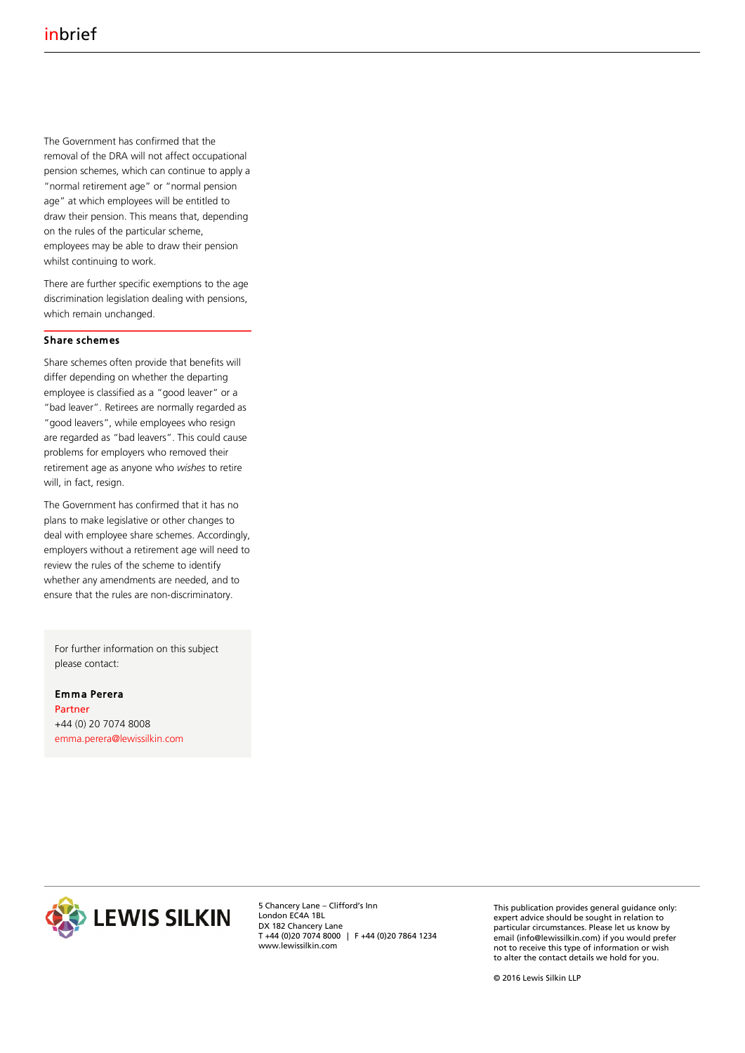The Government has confirmed that the removal of the DRA will not affect occupational pension schemes, which can continue to apply a "normal retirement age" or "normal pension age" at which employees will be entitled to draw their pension. This means that, depending on the rules of the particular scheme, employees may be able to draw their pension whilst continuing to work.

There are further specific exemptions to the age discrimination legislation dealing with pensions, which remain unchanged.

## Share schemes

Share schemes often provide that benefits will differ depending on whether the departing employee is classified as a "good leaver" or a "bad leaver". Retirees are normally regarded as "good leavers", while employees who resign are regarded as "bad leavers". This could cause problems for employers who removed their retirement age as anyone who *wishes* to retire will, in fact, resign.

The Government has confirmed that it has no plans to make legislative or other changes to deal with employee share schemes. Accordingly, employers without a retirement age will need to review the rules of the scheme to identify whether any amendments are needed, and to ensure that the rules are non-discriminatory.

For further information on this subject please contact:

**Emma Perera**
Partner
+44 (0) 20 7074 8008
emma.perera@lewissilkin.com

LEWIS SILKIN

5 Chancery Lane – Clifford's Inn
London EC4A 1BL
DX 182 Chancery Lane
T +44 (0)20 7074 8000 | F +44 (0)20 7864 1234
www.lewissilkin.com

This publication provides general guidance only: expert advice should be sought in relation to particular circumstances. Please let us know by email (info@lewissilkin.com) if you would prefer not to receive this type of information or wish to alter the contact details we hold for you.

© 2016 Lewis Silkin LLP